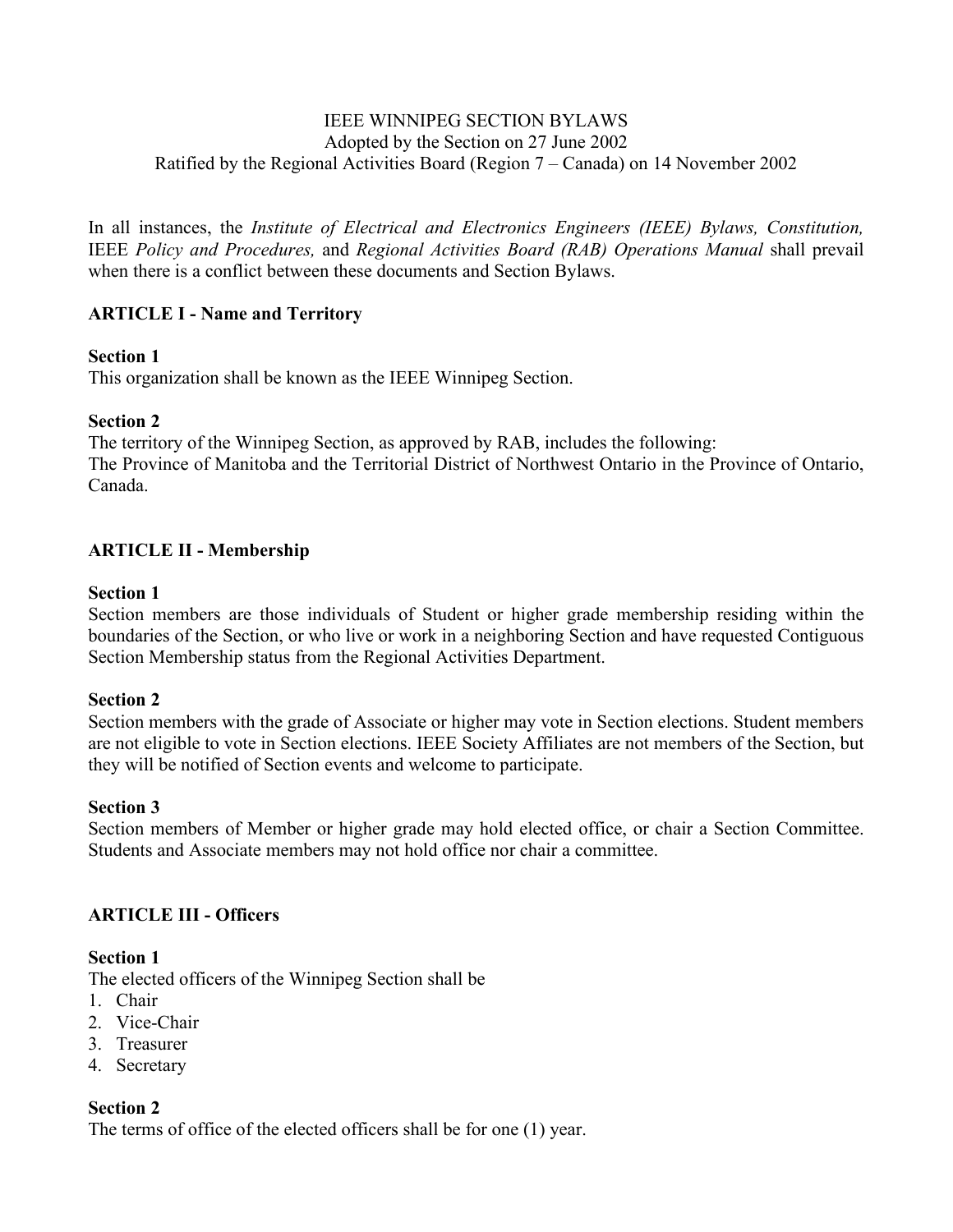IEEE WINNIPEG SECTION BYLAWS
Adopted by the Section on 27 June 2002
Ratified by the Regional Activities Board (Region 7 – Canada) on 14 November 2002

In all instances, the *Institute of Electrical and Electronics Engineers (IEEE) Bylaws, Constitution,* IEEE *Policy and Procedures,* and *Regional Activities Board (RAB) Operations Manual* shall prevail when there is a conflict between these documents and Section Bylaws.

## ARTICLE I - Name and Territory

**Section 1**
This organization shall be known as the IEEE Winnipeg Section.

**Section 2**
The territory of the Winnipeg Section, as approved by RAB, includes the following:
The Province of Manitoba and the Territorial District of Northwest Ontario in the Province of Ontario, Canada.

## ARTICLE II - Membership

**Section 1**
Section members are those individuals of Student or higher grade membership residing within the boundaries of the Section, or who live or work in a neighboring Section and have requested Contiguous Section Membership status from the Regional Activities Department.

**Section 2**
Section members with the grade of Associate or higher may vote in Section elections. Student members are not eligible to vote in Section elections. IEEE Society Affiliates are not members of the Section, but they will be notified of Section events and welcome to participate.

**Section 3**
Section members of Member or higher grade may hold elected office, or chair a Section Committee. Students and Associate members may not hold office nor chair a committee.

## ARTICLE III - Officers

**Section 1**
The elected officers of the Winnipeg Section shall be

1. Chair
2. Vice-Chair
3. Treasurer
4. Secretary

**Section 2**
The terms of office of the elected officers shall be for one (1) year.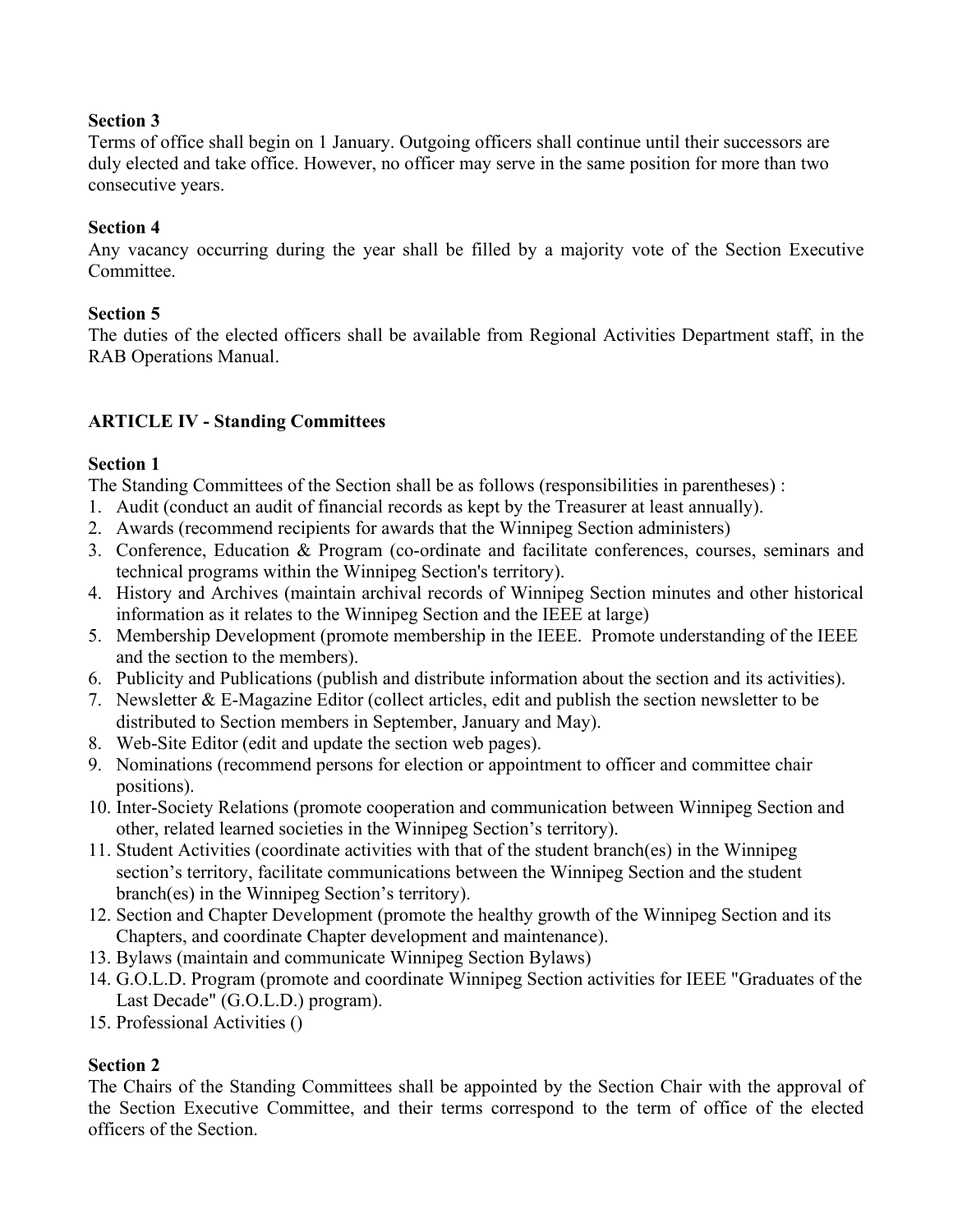**Section 3**
Terms of office shall begin on 1 January. Outgoing officers shall continue until their successors are duly elected and take office. However, no officer may serve in the same position for more than two consecutive years.

**Section 4**
Any vacancy occurring during the year shall be filled by a majority vote of the Section Executive Committee.

**Section 5**
The duties of the elected officers shall be available from Regional Activities Department staff, in the RAB Operations Manual.

## ARTICLE IV - Standing Committees

**Section 1**
The Standing Committees of the Section shall be as follows (responsibilities in parentheses) :

1. Audit (conduct an audit of financial records as kept by the Treasurer at least annually).
2. Awards (recommend recipients for awards that the Winnipeg Section administers)
3. Conference, Education & Program (co-ordinate and facilitate conferences, courses, seminars and technical programs within the Winnipeg Section's territory).
4. History and Archives (maintain archival records of Winnipeg Section minutes and other historical information as it relates to the Winnipeg Section and the IEEE at large)
5. Membership Development (promote membership in the IEEE. Promote understanding of the IEEE and the section to the members).
6. Publicity and Publications (publish and distribute information about the section and its activities).
7. Newsletter & E-Magazine Editor (collect articles, edit and publish the section newsletter to be distributed to Section members in September, January and May).
8. Web-Site Editor (edit and update the section web pages).
9. Nominations (recommend persons for election or appointment to officer and committee chair positions).
10. Inter-Society Relations (promote cooperation and communication between Winnipeg Section and other, related learned societies in the Winnipeg Section's territory).
11. Student Activities (coordinate activities with that of the student branch(es) in the Winnipeg section's territory, facilitate communications between the Winnipeg Section and the student branch(es) in the Winnipeg Section's territory).
12. Section and Chapter Development (promote the healthy growth of the Winnipeg Section and its Chapters, and coordinate Chapter development and maintenance).
13. Bylaws (maintain and communicate Winnipeg Section Bylaws)
14. G.O.L.D. Program (promote and coordinate Winnipeg Section activities for IEEE "Graduates of the Last Decade" (G.O.L.D.) program).
15. Professional Activities ()

**Section 2**
The Chairs of the Standing Committees shall be appointed by the Section Chair with the approval of the Section Executive Committee, and their terms correspond to the term of office of the elected officers of the Section.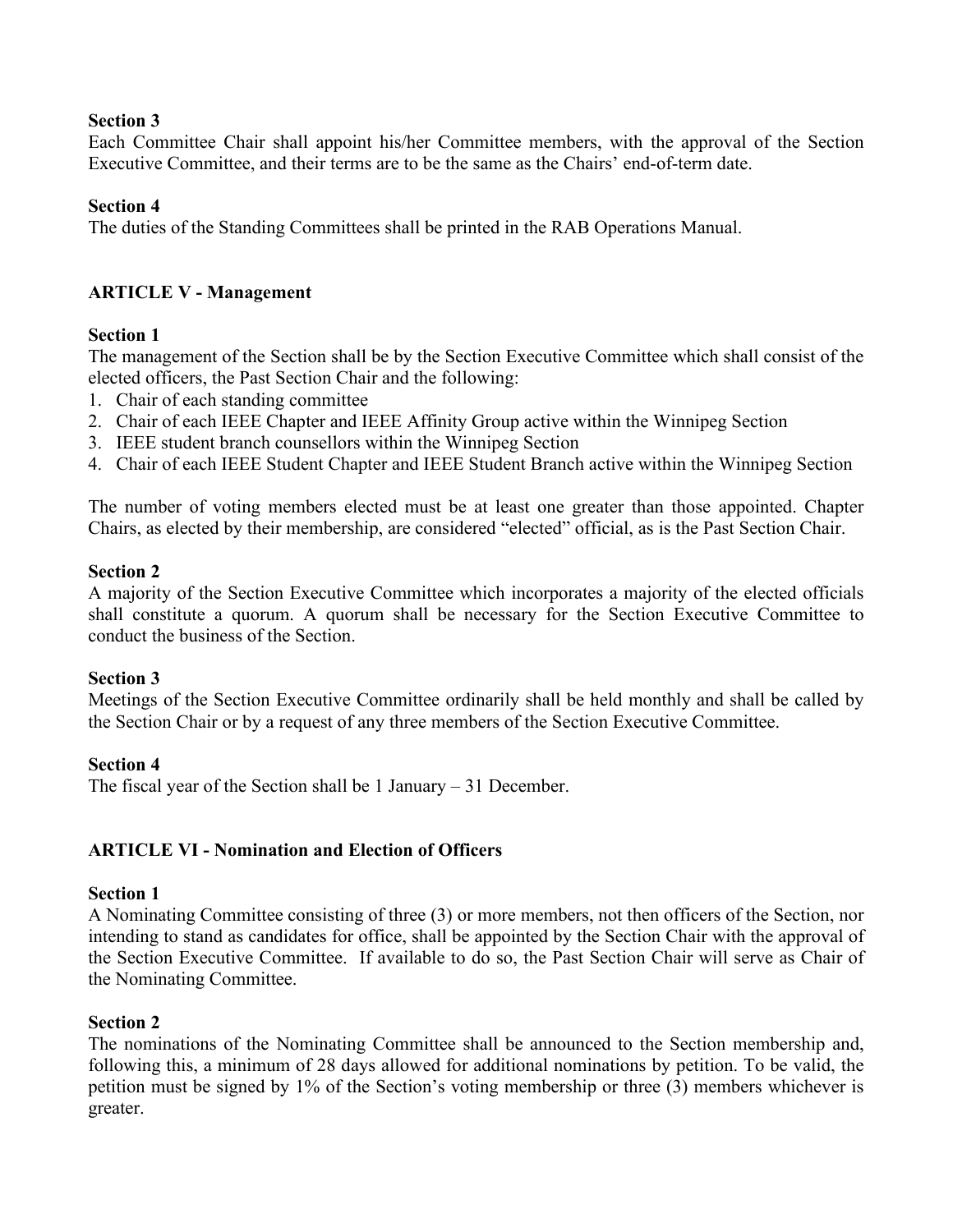**Section 3**
Each Committee Chair shall appoint his/her Committee members, with the approval of the Section Executive Committee, and their terms are to be the same as the Chairs' end-of-term date.

**Section 4**
The duties of the Standing Committees shall be printed in the RAB Operations Manual.

## ARTICLE V - Management

**Section 1**
The management of the Section shall be by the Section Executive Committee which shall consist of the elected officers, the Past Section Chair and the following:

1. Chair of each standing committee
2. Chair of each IEEE Chapter and IEEE Affinity Group active within the Winnipeg Section
3. IEEE student branch counsellors within the Winnipeg Section
4. Chair of each IEEE Student Chapter and IEEE Student Branch active within the Winnipeg Section

The number of voting members elected must be at least one greater than those appointed. Chapter Chairs, as elected by their membership, are considered "elected" official, as is the Past Section Chair.

**Section 2**
A majority of the Section Executive Committee which incorporates a majority of the elected officials shall constitute a quorum. A quorum shall be necessary for the Section Executive Committee to conduct the business of the Section.

**Section 3**
Meetings of the Section Executive Committee ordinarily shall be held monthly and shall be called by the Section Chair or by a request of any three members of the Section Executive Committee.

**Section 4**
The fiscal year of the Section shall be 1 January – 31 December.

## ARTICLE VI - Nomination and Election of Officers

**Section 1**
A Nominating Committee consisting of three (3) or more members, not then officers of the Section, nor intending to stand as candidates for office, shall be appointed by the Section Chair with the approval of the Section Executive Committee. If available to do so, the Past Section Chair will serve as Chair of the Nominating Committee.

**Section 2**
The nominations of the Nominating Committee shall be announced to the Section membership and, following this, a minimum of 28 days allowed for additional nominations by petition. To be valid, the petition must be signed by 1% of the Section's voting membership or three (3) members whichever is greater.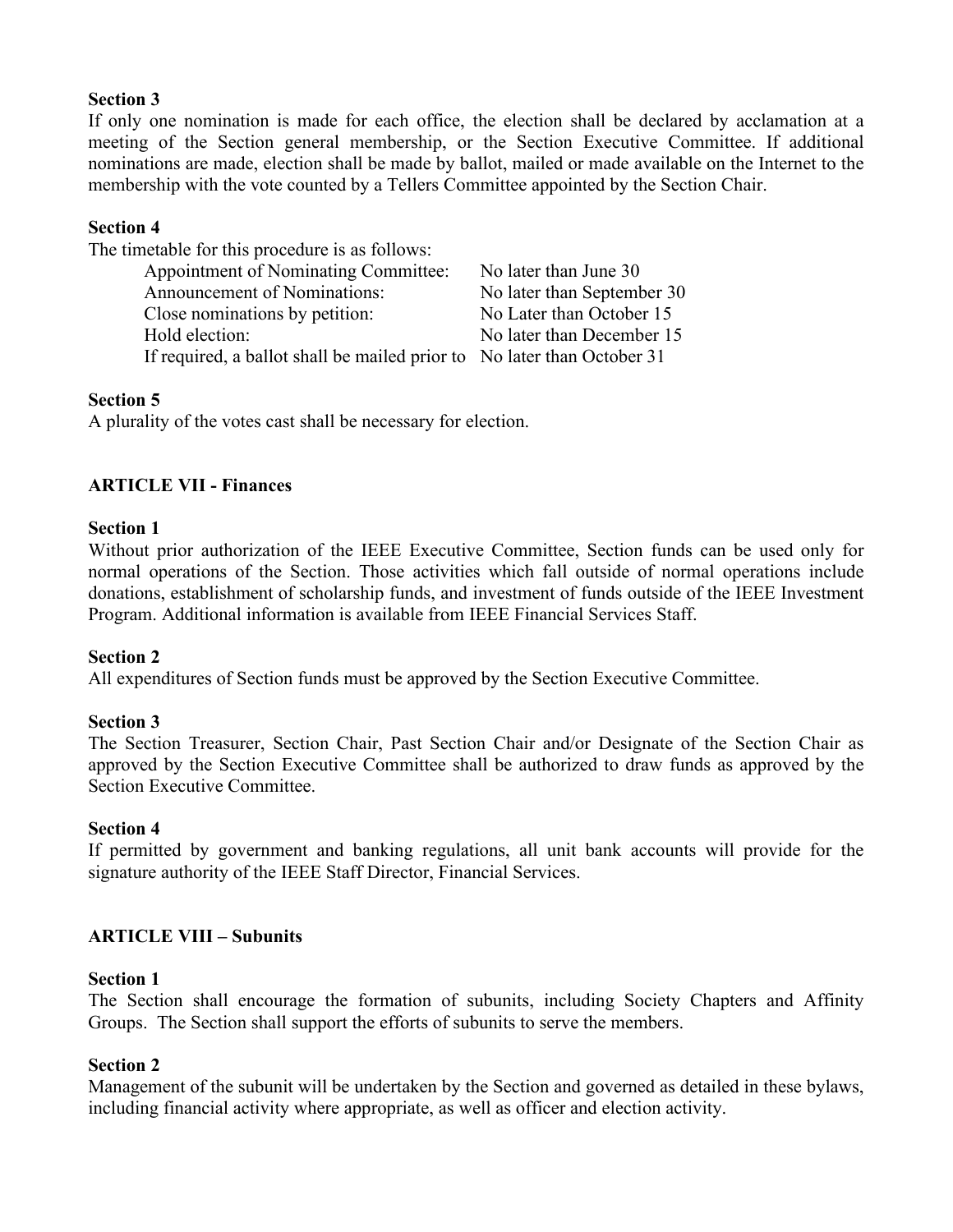**Section 3**
If only one nomination is made for each office, the election shall be declared by acclamation at a meeting of the Section general membership, or the Section Executive Committee. If additional nominations are made, election shall be made by ballot, mailed or made available on the Internet to the membership with the vote counted by a Tellers Committee appointed by the Section Chair.

**Section 4**
The timetable for this procedure is as follows:

| | |
|---|---|
| Appointment of Nominating Committee: | No later than June 30 |
| Announcement of Nominations: | No later than September 30 |
| Close nominations by petition: | No Later than October 15 |
| Hold election: | No later than December 15 |
| If required, a ballot shall be mailed prior to | No later than October 31 |

**Section 5**
A plurality of the votes cast shall be necessary for election.

## ARTICLE VII - Finances

**Section 1**
Without prior authorization of the IEEE Executive Committee, Section funds can be used only for normal operations of the Section. Those activities which fall outside of normal operations include donations, establishment of scholarship funds, and investment of funds outside of the IEEE Investment Program. Additional information is available from IEEE Financial Services Staff.

**Section 2**
All expenditures of Section funds must be approved by the Section Executive Committee.

**Section 3**
The Section Treasurer, Section Chair, Past Section Chair and/or Designate of the Section Chair as approved by the Section Executive Committee shall be authorized to draw funds as approved by the Section Executive Committee.

**Section 4**
If permitted by government and banking regulations, all unit bank accounts will provide for the signature authority of the IEEE Staff Director, Financial Services.

## ARTICLE VIII – Subunits

**Section 1**
The Section shall encourage the formation of subunits, including Society Chapters and Affinity Groups. The Section shall support the efforts of subunits to serve the members.

**Section 2**
Management of the subunit will be undertaken by the Section and governed as detailed in these bylaws, including financial activity where appropriate, as well as officer and election activity.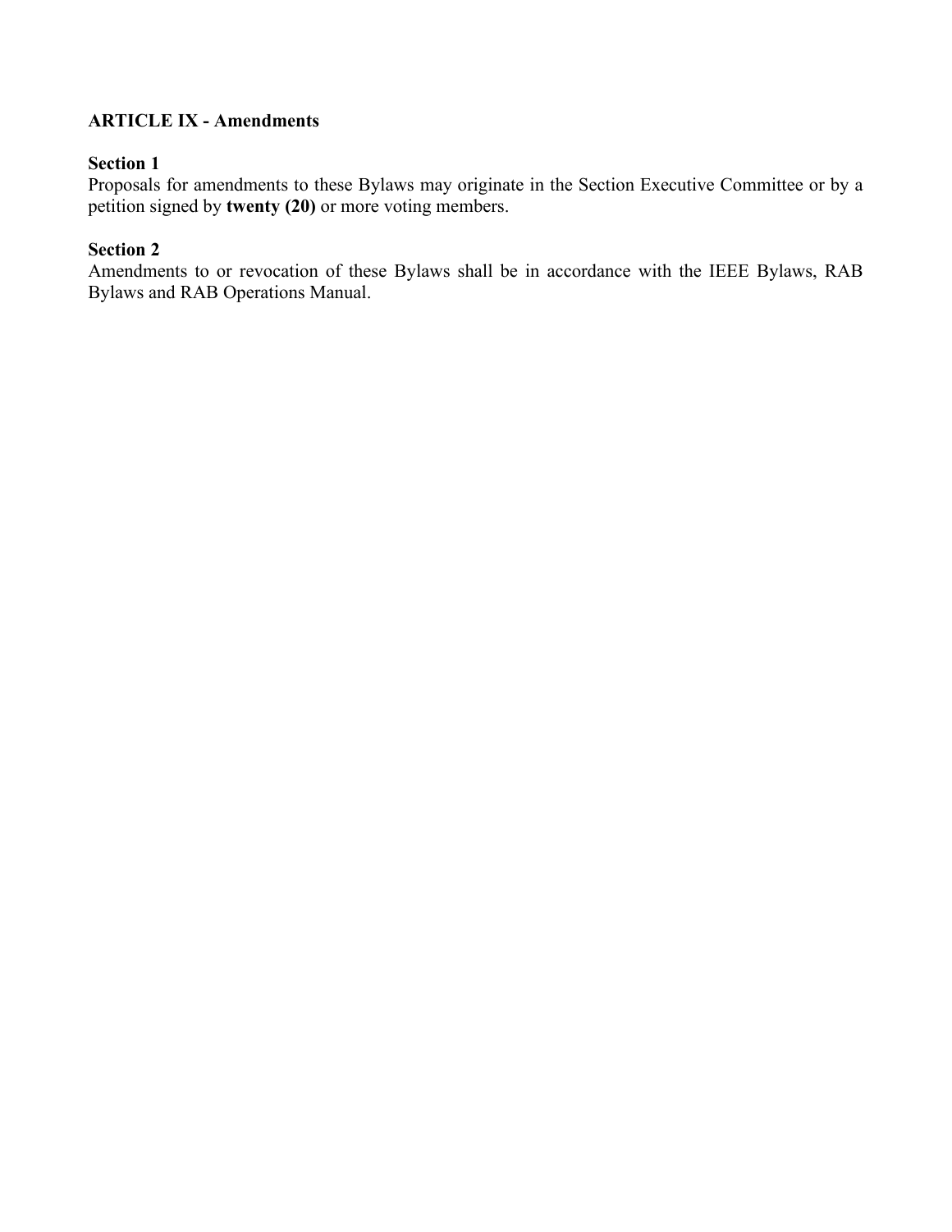**ARTICLE IX - Amendments**

**Section 1**
Proposals for amendments to these Bylaws may originate in the Section Executive Committee or by a petition signed by **twenty (20)** or more voting members.

**Section 2**
Amendments to or revocation of these Bylaws shall be in accordance with the IEEE Bylaws, RAB Bylaws and RAB Operations Manual.